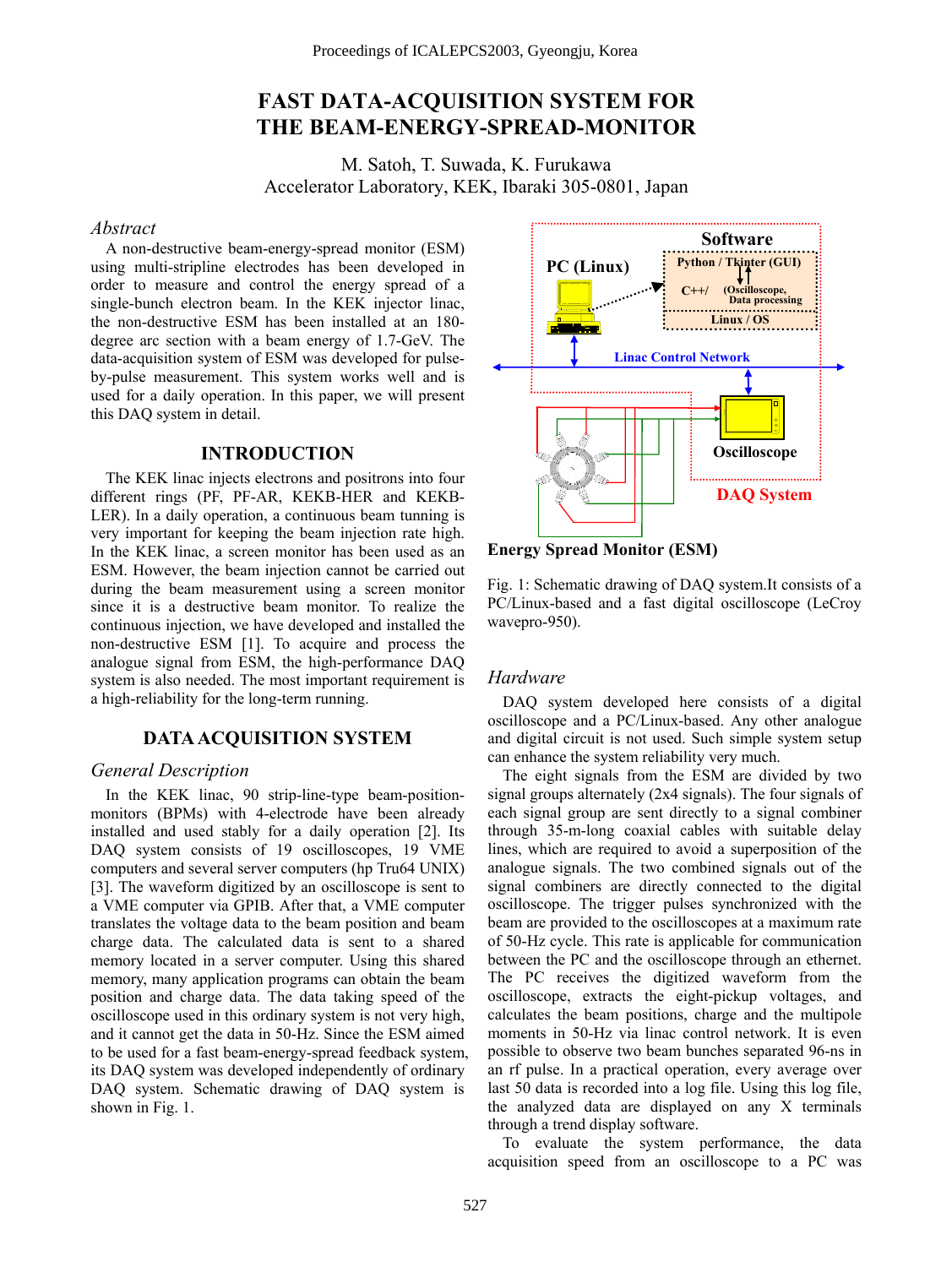# FAST DATA-ACQUISITION SYSTEM FOR THE BEAM-ENERGY-SPREAD-MONITOR

M. Satoh, T. Suwada, K. Furukawa
Accelerator Laboratory, KEK, Ibaraki 305-0801, Japan

## *Abstract*

A non-destructive beam-energy-spread monitor (ESM) using multi-stripline electrodes has been developed in order to measure and control the energy spread of a single-bunch electron beam. In the KEK injector linac, the non-destructive ESM has been installed at an 180-degree arc section with a beam energy of 1.7-GeV. The data-acquisition system of ESM was developed for pulse-by-pulse measurement. This system works well and is used for a daily operation. In this paper, we will present this DAQ system in detail.

## INTRODUCTION

The KEK linac injects electrons and positrons into four different rings (PF, PF-AR, KEKB-HER and KEKB-LER). In a daily operation, a continuous beam tunning is very important for keeping the beam injection rate high. In the KEK linac, a screen monitor has been used as an ESM. However, the beam injection cannot be carried out during the beam measurement using a screen monitor since it is a destructive beam monitor. To realize the continuous injection, we have developed and installed the non-destructive ESM [1]. To acquire and process the analogue signal from ESM, the high-performance DAQ system is also needed. The most important requirement is a high-reliability for the long-term running.

## DATA ACQUISITION SYSTEM

### *General Description*

In the KEK linac, 90 strip-line-type beam-position-monitors (BPMs) with 4-electrode have been already installed and used stably for a daily operation [2]. Its DAQ system consists of 19 oscilloscopes, 19 VME computers and several server computers (hp Tru64 UNIX) [3]. The waveform digitized by an oscilloscope is sent to a VME computer via GPIB. After that, a VME computer translates the voltage data to the beam position and beam charge data. The calculated data is sent to a shared memory located in a server computer. Using this shared memory, many application programs can obtain the beam position and charge data. The data taking speed of the oscilloscope used in this ordinary system is not very high, and it cannot get the data in 50-Hz. Since the ESM aimed to be used for a fast beam-energy-spread feedback system, its DAQ system was developed independently of ordinary DAQ system. Schematic drawing of DAQ system is shown in Fig. 1.

Fig. 1: Schematic drawing of DAQ system.It consists of a PC/Linux-based and a fast digital oscilloscope (LeCroy wavepro-950).

### *Hardware*

DAQ system developed here consists of a digital oscilloscope and a PC/Linux-based. Any other analogue and digital circuit is not used. Such simple system setup can enhance the system reliability very much.

The eight signals from the ESM are divided by two signal groups alternately (2x4 signals). The four signals of each signal group are sent directly to a signal combiner through 35-m-long coaxial cables with suitable delay lines, which are required to avoid a superposition of the analogue signals. The two combined signals out of the signal combiners are directly connected to the digital oscilloscope. The trigger pulses synchronized with the beam are provided to the oscilloscopes at a maximum rate of 50-Hz cycle. This rate is applicable for communication between the PC and the oscilloscope through an ethernet. The PC receives the digitized waveform from the oscilloscope, extracts the eight-pickup voltages, and calculates the beam positions, charge and the multipole moments in 50-Hz via linac control network. It is even possible to observe two beam bunches separated 96-ns in an rf pulse. In a practical operation, every average over last 50 data is recorded into a log file. Using this log file, the analyzed data are displayed on any X terminals through a trend display software.

To evaluate the system performance, the data acquisition speed from an oscilloscope to a PC was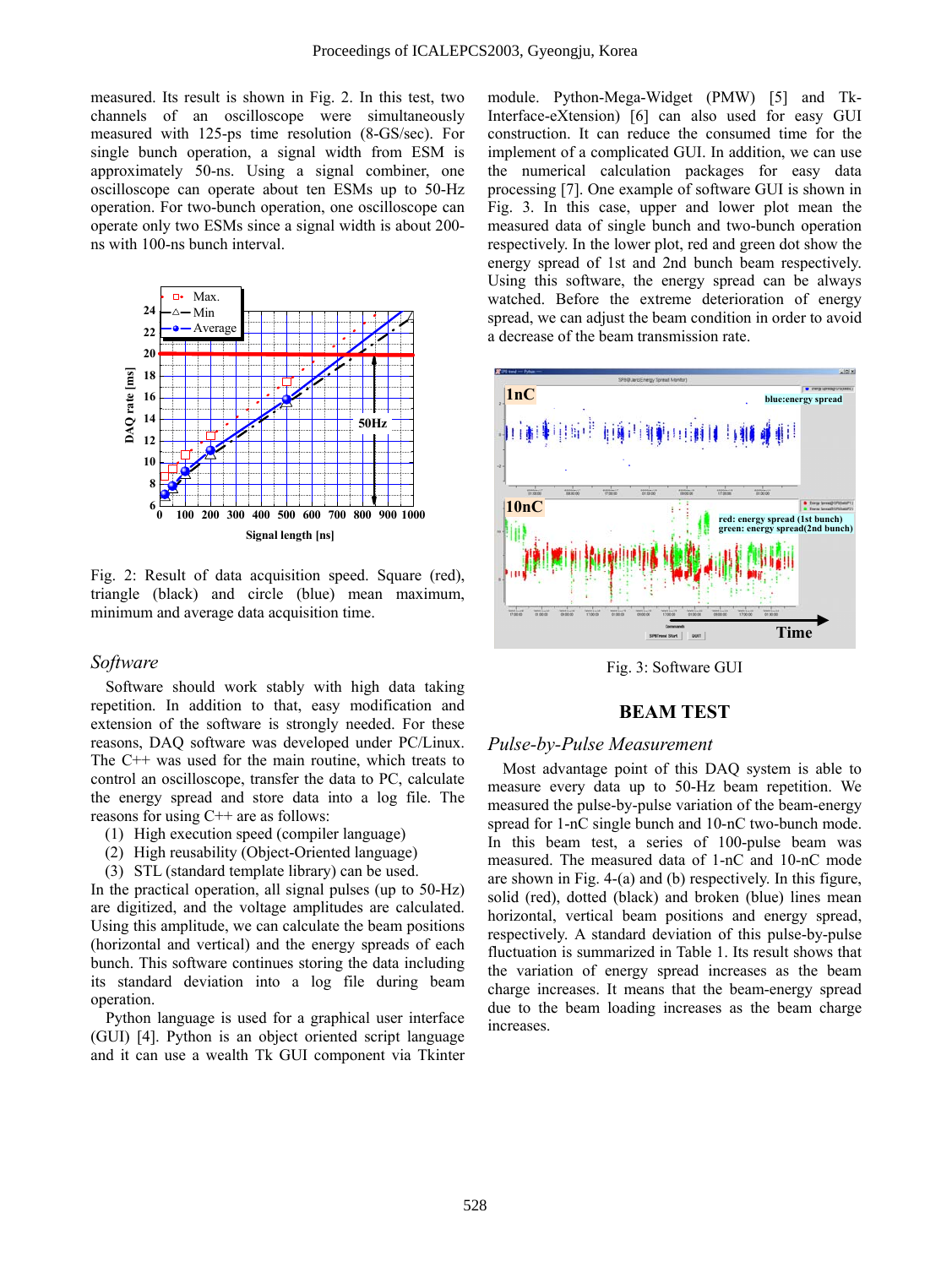measured. Its result is shown in Fig. 2. In this test, two channels of an oscilloscope were simultaneously measured with 125-ps time resolution (8-GS/sec). For single bunch operation, a signal width from ESM is approximately 50-ns. Using a signal combiner, one oscilloscope can operate about ten ESMs up to 50-Hz operation. For two-bunch operation, one oscilloscope can operate only two ESMs since a signal width is about 200-ns with 100-ns bunch interval.

Fig. 2: Result of data acquisition speed. Square (red), triangle (black) and circle (blue) mean maximum, minimum and average data acquisition time.

### *Software*

Software should work stably with high data taking repetition. In addition to that, easy modification and extension of the software is strongly needed. For these reasons, DAQ software was developed under PC/Linux. The C++ was used for the main routine, which treats to control an oscilloscope, transfer the data to PC, calculate the energy spread and store data into a log file. The reasons for using C++ are as follows:

(1) High execution speed (compiler language)
(2) High reusability (Object-Oriented language)
(3) STL (standard template library) can be used.

In the practical operation, all signal pulses (up to 50-Hz) are digitized, and the voltage amplitudes are calculated. Using this amplitude, we can calculate the beam positions (horizontal and vertical) and the energy spreads of each bunch. This software continues storing the data including its standard deviation into a log file during beam operation.

Python language is used for a graphical user interface (GUI) [4]. Python is an object oriented script language and it can use a wealth Tk GUI component via Tkinter module. Python-Mega-Widget (PMW) [5] and Tk-Interface-eXtension) [6] can also used for easy GUI construction. It can reduce the consumed time for the implement of a complicated GUI. In addition, we can use the numerical calculation packages for easy data processing [7]. One example of software GUI is shown in Fig. 3. In this case, upper and lower plot mean the measured data of single bunch and two-bunch operation respectively. In the lower plot, red and green dot show the energy spread of 1st and 2nd bunch beam respectively. Using this software, the energy spread can be always watched. Before the extreme deterioration of energy spread, we can adjust the beam condition in order to avoid a decrease of the beam transmission rate.

Fig. 3: Software GUI

## BEAM TEST

### *Pulse-by-Pulse Measurement*

Most advantage point of this DAQ system is able to measure every data up to 50-Hz beam repetition. We measured the pulse-by-pulse variation of the beam-energy spread for 1-nC single bunch and 10-nC two-bunch mode. In this beam test, a series of 100-pulse beam was measured. The measured data of 1-nC and 10-nC mode are shown in Fig. 4-(a) and (b) respectively. In this figure, solid (red), dotted (black) and broken (blue) lines mean horizontal, vertical beam positions and energy spread, respectively. A standard deviation of this pulse-by-pulse fluctuation is summarized in Table 1. Its result shows that the variation of energy spread increases as the beam charge increases. It means that the beam-energy spread due to the beam loading increases as the beam charge increases.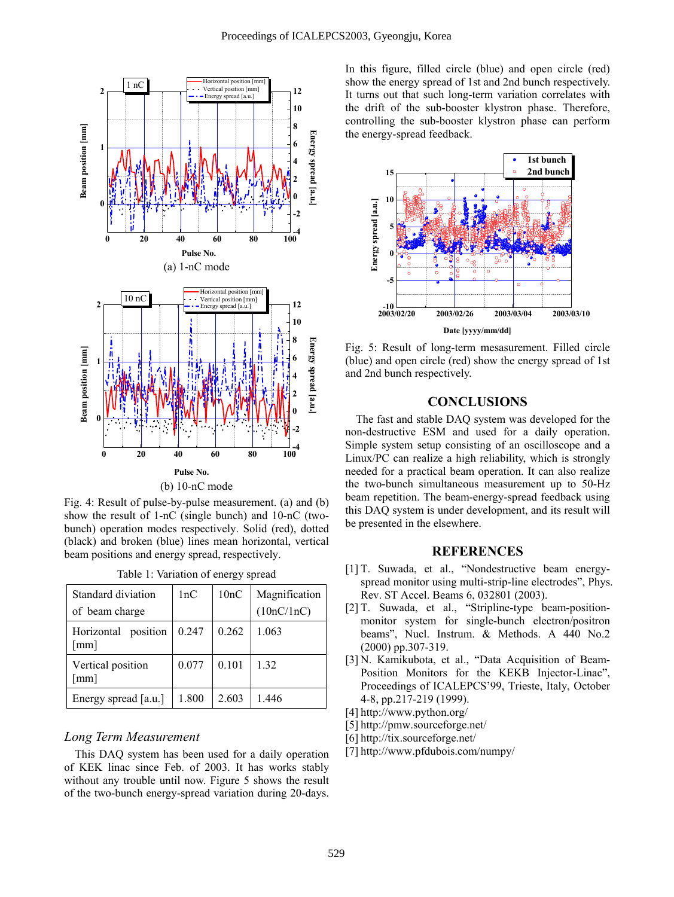1 nC

Horizontal position [mm]
Vertical position [mm]
Energy spread [a.u.]

Beam position [mm]

Energy spread [a.u.]

Pulse No.

(a) 1-nC mode

10 nC

Horizontal position [mm]
Vertical position [mm]
Energy spread [a.u.]

Beam position [mm]

Energy spread [a.u.]

Pulse No.

(b) 10-nC mode

Fig. 4: Result of pulse-by-pulse measurement. (a) and (b) show the result of 1-nC (single bunch) and 10-nC (two-bunch) operation modes respectively. Solid (red), dotted (black) and broken (blue) lines mean horizontal, vertical beam positions and energy spread, respectively.

Table 1: Variation of energy spread

| Standard diviation of beam charge | 1nC | 10nC | Magnification (10nC/1nC) |
|---|---|---|---|
| Horizontal position [mm] | 0.247 | 0.262 | 1.063 |
| Vertical position [mm] | 0.077 | 0.101 | 1.32 |
| Energy spread [a.u.] | 1.800 | 2.603 | 1.446 |

### *Long Term Measurement*

This DAQ system has been used for a daily operation of KEK linac since Feb. of 2003. It has works stably without any trouble until now. Figure 5 shows the result of the two-bunch energy-spread variation during 20-days. In this figure, filled circle (blue) and open circle (red) show the energy spread of 1st and 2nd bunch respectively. It turns out that such long-term variation correlates with the drift of the sub-booster klystron phase. Therefore, controlling the sub-booster klystron phase can perform the energy-spread feedback.

1st bunch
2nd bunch

Energy spread [a.u.]

2003/02/20
2003/02/26
2003/03/04
2003/03/10

Date [yyyy/mm/dd]

Fig. 5: Result of long-term mesasurement. Filled circle (blue) and open circle (red) show the energy spread of 1st and 2nd bunch respectively.

## CONCLUSIONS

The fast and stable DAQ system was developed for the non-destructive ESM and used for a daily operation. Simple system setup consisting of an oscilloscope and a Linux/PC can realize a high reliability, which is strongly needed for a practical beam operation. It can also realize the two-bunch simultaneous measurement up to 50-Hz beam repetition. The beam-energy-spread feedback using this DAQ system is under development, and its result will be presented in the elsewhere.

## REFERENCES

[1] T. Suwada, et al., "Nondestructive beam energy-spread monitor using multi-strip-line electrodes", Phys. Rev. ST Accel. Beams 6, 032801 (2003).

[2] T. Suwada, et al., "Stripline-type beam-position-monitor system for single-bunch electron/positron beams", Nucl. Instrum. & Methods. A 440 No.2 (2000) pp.307-319.

[3] N. Kamikubota, et al., "Data Acquisition of Beam-Position Monitors for the KEKB Injector-Linac", Proceedings of ICALEPCS'99, Trieste, Italy, October 4-8, pp.217-219 (1999).

[4] http://www.python.org/

[5] http://pmw.sourceforge.net/

[6] http://tix.sourceforge.net/

[7] http://www.pfdubois.com/numpy/